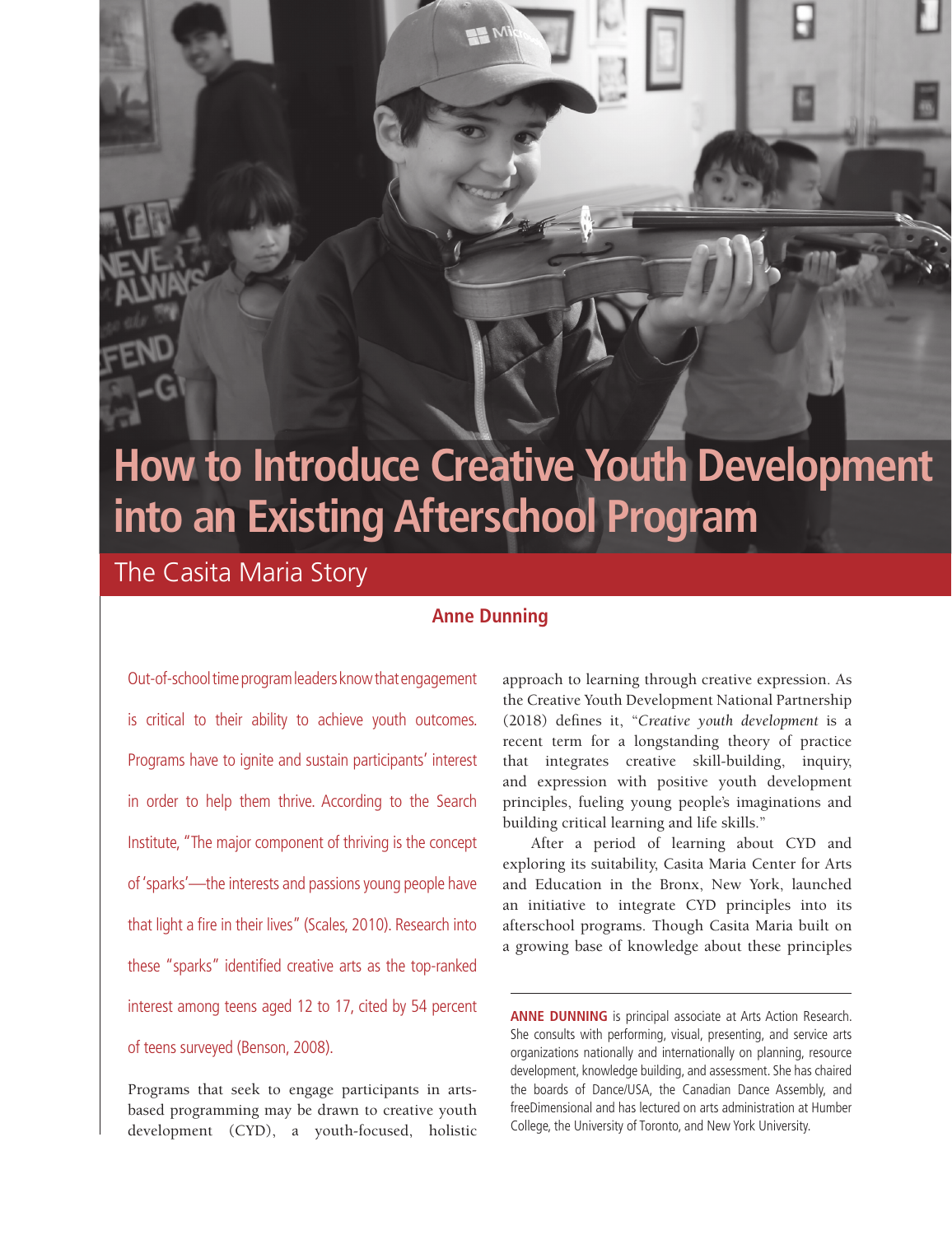# How to Introduce Creative Youth Development into an Existing Afterschool Program

## The Casita Maria Story

**Anne Dunning**

Out-of-school time program leaders know that engagement is critical to their ability to achieve youth outcomes. Programs have to ignite and sustain participants' interest in order to help them thrive. According to the Search Institute, "The major component of thriving is the concept of 'sparks'—the interests and passions young people have that light a fire in their lives" (Scales, 2010). Research into these "sparks" identified creative arts as the top-ranked interest among teens aged 12 to 17, cited by 54 percent of teens surveyed (Benson, 2008).

Programs that seek to engage participants in arts-based programming may be drawn to creative youth development (CYD), a youth-focused, holistic approach to learning through creative expression. As the Creative Youth Development National Partnership (2018) defines it, "*Creative youth development* is a recent term for a longstanding theory of practice that integrates creative skill-building, inquiry, and expression with positive youth development principles, fueling young people's imaginations and building critical learning and life skills."

After a period of learning about CYD and exploring its suitability, Casita Maria Center for Arts and Education in the Bronx, New York, launched an initiative to integrate CYD principles into its afterschool programs. Though Casita Maria built on a growing base of knowledge about these principles

**ANNE DUNNING** is principal associate at Arts Action Research. She consults with performing, visual, presenting, and service arts organizations nationally and internationally on planning, resource development, knowledge building, and assessment. She has chaired the boards of Dance/USA, the Canadian Dance Assembly, and freeDimensional and has lectured on arts administration at Humber College, the University of Toronto, and New York University.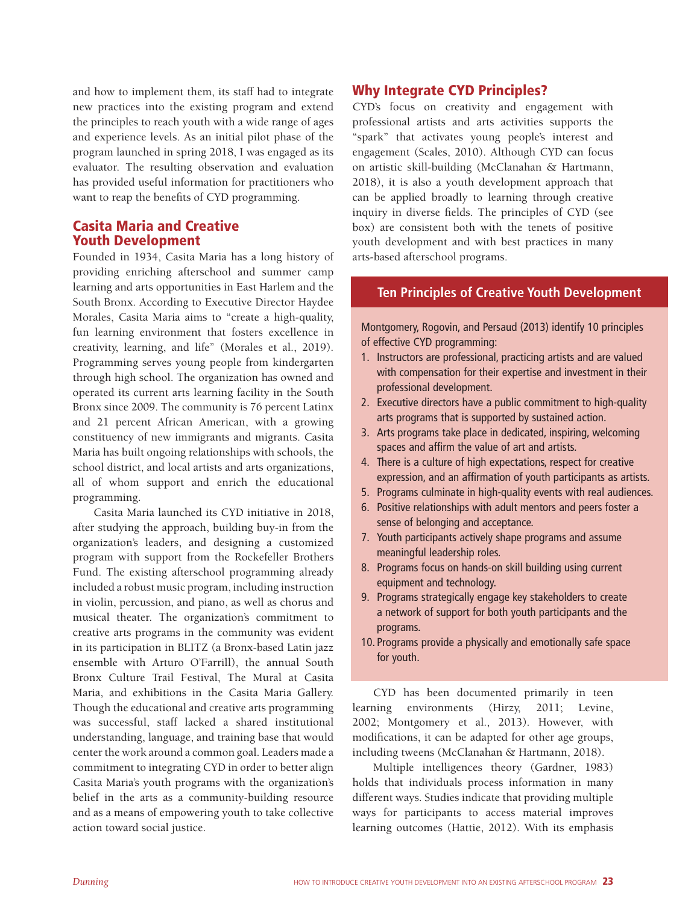and how to implement them, its staff had to integrate new practices into the existing program and extend the principles to reach youth with a wide range of ages and experience levels. As an initial pilot phase of the program launched in spring 2018, I was engaged as its evaluator. The resulting observation and evaluation has provided useful information for practitioners who want to reap the benefits of CYD programming.

## Casita Maria and Creative Youth Development

Founded in 1934, Casita Maria has a long history of providing enriching afterschool and summer camp learning and arts opportunities in East Harlem and the South Bronx. According to Executive Director Haydee Morales, Casita Maria aims to "create a high-quality, fun learning environment that fosters excellence in creativity, learning, and life" (Morales et al., 2019). Programming serves young people from kindergarten through high school. The organization has owned and operated its current arts learning facility in the South Bronx since 2009. The community is 76 percent Latinx and 21 percent African American, with a growing constituency of new immigrants and migrants. Casita Maria has built ongoing relationships with schools, the school district, and local artists and arts organizations, all of whom support and enrich the educational programming.

Casita Maria launched its CYD initiative in 2018, after studying the approach, building buy-in from the organization's leaders, and designing a customized program with support from the Rockefeller Brothers Fund. The existing afterschool programming already included a robust music program, including instruction in violin, percussion, and piano, as well as chorus and musical theater. The organization's commitment to creative arts programs in the community was evident in its participation in BLITZ (a Bronx-based Latin jazz ensemble with Arturo O'Farrill), the annual South Bronx Culture Trail Festival, The Mural at Casita Maria, and exhibitions in the Casita Maria Gallery. Though the educational and creative arts programming was successful, staff lacked a shared institutional understanding, language, and training base that would center the work around a common goal. Leaders made a commitment to integrating CYD in order to better align Casita Maria's youth programs with the organization's belief in the arts as a community-building resource and as a means of empowering youth to take collective action toward social justice.

## Why Integrate CYD Principles?

CYD's focus on creativity and engagement with professional artists and arts activities supports the "spark" that activates young people's interest and engagement (Scales, 2010). Although CYD can focus on artistic skill-building (McClanahan & Hartmann, 2018), it is also a youth development approach that can be applied broadly to learning through creative inquiry in diverse fields. The principles of CYD (see box) are consistent both with the tenets of positive youth development and with best practices in many arts-based afterschool programs.

### Ten Principles of Creative Youth Development

Montgomery, Rogovin, and Persaud (2013) identify 10 principles of effective CYD programming:

1. Instructors are professional, practicing artists and are valued with compensation for their expertise and investment in their professional development.
2. Executive directors have a public commitment to high-quality arts programs that is supported by sustained action.
3. Arts programs take place in dedicated, inspiring, welcoming spaces and affirm the value of art and artists.
4. There is a culture of high expectations, respect for creative expression, and an affirmation of youth participants as artists.
5. Programs culminate in high-quality events with real audiences.
6. Positive relationships with adult mentors and peers foster a sense of belonging and acceptance.
7. Youth participants actively shape programs and assume meaningful leadership roles.
8. Programs focus on hands-on skill building using current equipment and technology.
9. Programs strategically engage key stakeholders to create a network of support for both youth participants and the programs.
10. Programs provide a physically and emotionally safe space for youth.

CYD has been documented primarily in teen learning environments (Hirzy, 2011; Levine, 2002; Montgomery et al., 2013). However, with modifications, it can be adapted for other age groups, including tweens (McClanahan & Hartmann, 2018).

Multiple intelligences theory (Gardner, 1983) holds that individuals process information in many different ways. Studies indicate that providing multiple ways for participants to access material improves learning outcomes (Hattie, 2012). With its emphasis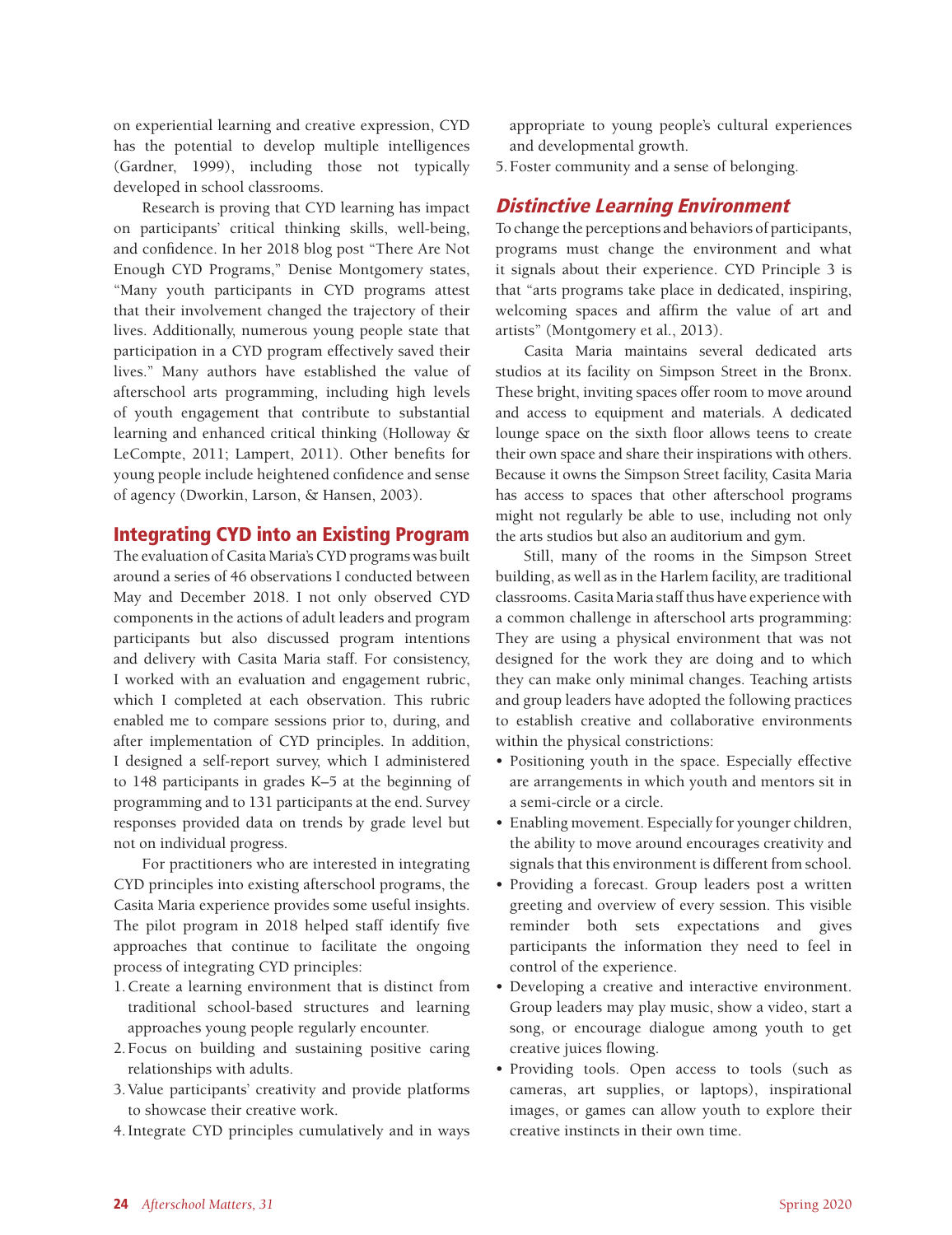on experiential learning and creative expression, CYD has the potential to develop multiple intelligences (Gardner, 1999), including those not typically developed in school classrooms.

Research is proving that CYD learning has impact on participants' critical thinking skills, well-being, and confidence. In her 2018 blog post "There Are Not Enough CYD Programs," Denise Montgomery states, "Many youth participants in CYD programs attest that their involvement changed the trajectory of their lives. Additionally, numerous young people state that participation in a CYD program effectively saved their lives." Many authors have established the value of afterschool arts programming, including high levels of youth engagement that contribute to substantial learning and enhanced critical thinking (Holloway & LeCompte, 2011; Lampert, 2011). Other benefits for young people include heightened confidence and sense of agency (Dworkin, Larson, & Hansen, 2003).

## Integrating CYD into an Existing Program

The evaluation of Casita Maria's CYD programs was built around a series of 46 observations I conducted between May and December 2018. I not only observed CYD components in the actions of adult leaders and program participants but also discussed program intentions and delivery with Casita Maria staff. For consistency, I worked with an evaluation and engagement rubric, which I completed at each observation. This rubric enabled me to compare sessions prior to, during, and after implementation of CYD principles. In addition, I designed a self-report survey, which I administered to 148 participants in grades K–5 at the beginning of programming and to 131 participants at the end. Survey responses provided data on trends by grade level but not on individual progress.

For practitioners who are interested in integrating CYD principles into existing afterschool programs, the Casita Maria experience provides some useful insights. The pilot program in 2018 helped staff identify five approaches that continue to facilitate the ongoing process of integrating CYD principles:

1. Create a learning environment that is distinct from traditional school-based structures and learning approaches young people regularly encounter.
2. Focus on building and sustaining positive caring relationships with adults.
3. Value participants' creativity and provide platforms to showcase their creative work.
4. Integrate CYD principles cumulatively and in ways appropriate to young people's cultural experiences and developmental growth.
5. Foster community and a sense of belonging.

## *Distinctive Learning Environment*

To change the perceptions and behaviors of participants, programs must change the environment and what it signals about their experience. CYD Principle 3 is that "arts programs take place in dedicated, inspiring, welcoming spaces and affirm the value of art and artists" (Montgomery et al., 2013).

Casita Maria maintains several dedicated arts studios at its facility on Simpson Street in the Bronx. These bright, inviting spaces offer room to move around and access to equipment and materials. A dedicated lounge space on the sixth floor allows teens to create their own space and share their inspirations with others. Because it owns the Simpson Street facility, Casita Maria has access to spaces that other afterschool programs might not regularly be able to use, including not only the arts studios but also an auditorium and gym.

Still, many of the rooms in the Simpson Street building, as well as in the Harlem facility, are traditional classrooms. Casita Maria staff thus have experience with a common challenge in afterschool arts programming: They are using a physical environment that was not designed for the work they are doing and to which they can make only minimal changes. Teaching artists and group leaders have adopted the following practices to establish creative and collaborative environments within the physical constrictions:

- Positioning youth in the space. Especially effective are arrangements in which youth and mentors sit in a semi-circle or a circle.
- Enabling movement. Especially for younger children, the ability to move around encourages creativity and signals that this environment is different from school.
- Providing a forecast. Group leaders post a written greeting and overview of every session. This visible reminder both sets expectations and gives participants the information they need to feel in control of the experience.
- Developing a creative and interactive environment. Group leaders may play music, show a video, start a song, or encourage dialogue among youth to get creative juices flowing.
- Providing tools. Open access to tools (such as cameras, art supplies, or laptops), inspirational images, or games can allow youth to explore their creative instincts in their own time.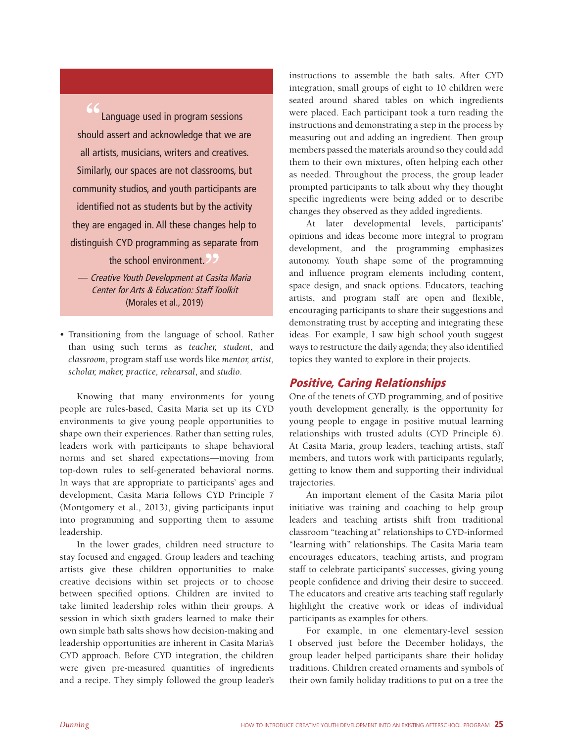> "Language used in program sessions should assert and acknowledge that we are all artists, musicians, writers and creatives. Similarly, our spaces are not classrooms, but community studios, and youth participants are identified not as students but by the activity they are engaged in. All these changes help to distinguish CYD programming as separate from the school environment."
>
> — *Creative Youth Development at Casita Maria Center for Arts & Education: Staff Toolkit* (Morales et al., 2019)

- Transitioning from the language of school. Rather than using such terms as *teacher, student*, and *classroom*, program staff use words like *mentor, artist, scholar, maker, practice, rehearsal*, and *studio*.

Knowing that many environments for young people are rules-based, Casita Maria set up its CYD environments to give young people opportunities to shape own their experiences. Rather than setting rules, leaders work with participants to shape behavioral norms and set shared expectations—moving from top-down rules to self-generated behavioral norms. In ways that are appropriate to participants' ages and development, Casita Maria follows CYD Principle 7 (Montgomery et al., 2013), giving participants input into programming and supporting them to assume leadership.

In the lower grades, children need structure to stay focused and engaged. Group leaders and teaching artists give these children opportunities to make creative decisions within set projects or to choose between specified options. Children are invited to take limited leadership roles within their groups. A session in which sixth graders learned to make their own simple bath salts shows how decision-making and leadership opportunities are inherent in Casita Maria's CYD approach. Before CYD integration, the children were given pre-measured quantities of ingredients and a recipe. They simply followed the group leader's instructions to assemble the bath salts. After CYD integration, small groups of eight to 10 children were seated around shared tables on which ingredients were placed. Each participant took a turn reading the instructions and demonstrating a step in the process by measuring out and adding an ingredient. Then group members passed the materials around so they could add them to their own mixtures, often helping each other as needed. Throughout the process, the group leader prompted participants to talk about why they thought specific ingredients were being added or to describe changes they observed as they added ingredients.

At later developmental levels, participants' opinions and ideas become more integral to program development, and the programming emphasizes autonomy. Youth shape some of the programming and influence program elements including content, space design, and snack options. Educators, teaching artists, and program staff are open and flexible, encouraging participants to share their suggestions and demonstrating trust by accepting and integrating these ideas. For example, I saw high school youth suggest ways to restructure the daily agenda; they also identified topics they wanted to explore in their projects.

## Positive, Caring Relationships

One of the tenets of CYD programming, and of positive youth development generally, is the opportunity for young people to engage in positive mutual learning relationships with trusted adults (CYD Principle 6). At Casita Maria, group leaders, teaching artists, staff members, and tutors work with participants regularly, getting to know them and supporting their individual trajectories.

An important element of the Casita Maria pilot initiative was training and coaching to help group leaders and teaching artists shift from traditional classroom "teaching at" relationships to CYD-informed "learning with" relationships. The Casita Maria team encourages educators, teaching artists, and program staff to celebrate participants' successes, giving young people confidence and driving their desire to succeed. The educators and creative arts teaching staff regularly highlight the creative work or ideas of individual participants as examples for others.

For example, in one elementary-level session I observed just before the December holidays, the group leader helped participants share their holiday traditions. Children created ornaments and symbols of their own family holiday traditions to put on a tree the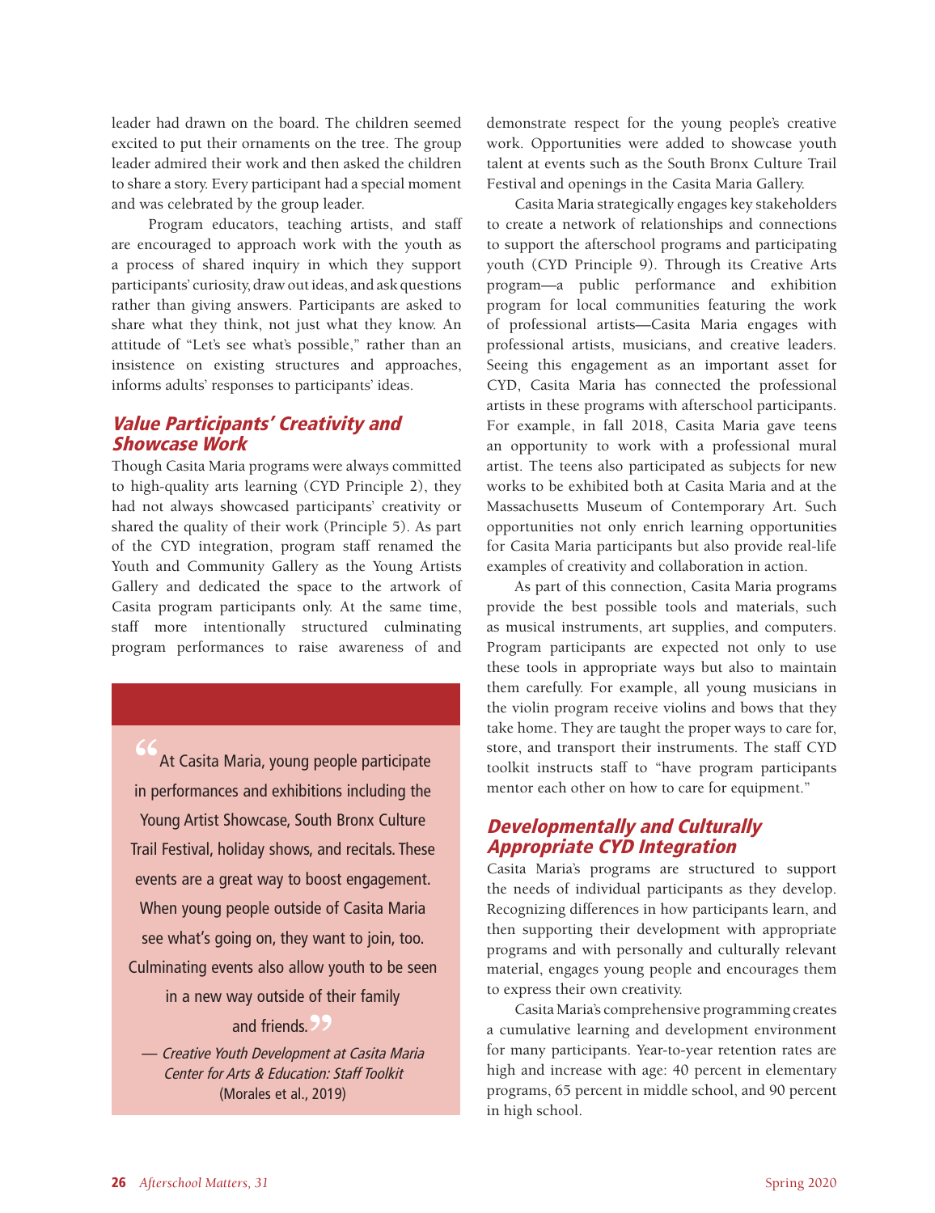leader had drawn on the board. The children seemed excited to put their ornaments on the tree. The group leader admired their work and then asked the children to share a story. Every participant had a special moment and was celebrated by the group leader.

Program educators, teaching artists, and staff are encouraged to approach work with the youth as a process of shared inquiry in which they support participants' curiosity, draw out ideas, and ask questions rather than giving answers. Participants are asked to share what they think, not just what they know. An attitude of "Let's see what's possible," rather than an insistence on existing structures and approaches, informs adults' responses to participants' ideas.

## *Value Participants' Creativity and Showcase Work*

Though Casita Maria programs were always committed to high-quality arts learning (CYD Principle 2), they had not always showcased participants' creativity or shared the quality of their work (Principle 5). As part of the CYD integration, program staff renamed the Youth and Community Gallery as the Young Artists Gallery and dedicated the space to the artwork of Casita program participants only. At the same time, staff more intentionally structured culminating program performances to raise awareness of and demonstrate respect for the young people's creative work. Opportunities were added to showcase youth talent at events such as the South Bronx Culture Trail Festival and openings in the Casita Maria Gallery.

> "At Casita Maria, young people participate in performances and exhibitions including the Young Artist Showcase, South Bronx Culture Trail Festival, holiday shows, and recitals. These events are a great way to boost engagement. When young people outside of Casita Maria see what's going on, they want to join, too. Culminating events also allow youth to be seen in a new way outside of their family and friends."
>
> — *Creative Youth Development at Casita Maria Center for Arts & Education: Staff Toolkit* (Morales et al., 2019)

Casita Maria strategically engages key stakeholders to create a network of relationships and connections to support the afterschool programs and participating youth (CYD Principle 9). Through its Creative Arts program—a public performance and exhibition program for local communities featuring the work of professional artists—Casita Maria engages with professional artists, musicians, and creative leaders. Seeing this engagement as an important asset for CYD, Casita Maria has connected the professional artists in these programs with afterschool participants. For example, in fall 2018, Casita Maria gave teens an opportunity to work with a professional mural artist. The teens also participated as subjects for new works to be exhibited both at Casita Maria and at the Massachusetts Museum of Contemporary Art. Such opportunities not only enrich learning opportunities for Casita Maria participants but also provide real-life examples of creativity and collaboration in action.

As part of this connection, Casita Maria programs provide the best possible tools and materials, such as musical instruments, art supplies, and computers. Program participants are expected not only to use these tools in appropriate ways but also to maintain them carefully. For example, all young musicians in the violin program receive violins and bows that they take home. They are taught the proper ways to care for, store, and transport their instruments. The staff CYD toolkit instructs staff to "have program participants mentor each other on how to care for equipment."

## *Developmentally and Culturally Appropriate CYD Integration*

Casita Maria's programs are structured to support the needs of individual participants as they develop. Recognizing differences in how participants learn, and then supporting their development with appropriate programs and with personally and culturally relevant material, engages young people and encourages them to express their own creativity.

Casita Maria's comprehensive programming creates a cumulative learning and development environment for many participants. Year-to-year retention rates are high and increase with age: 40 percent in elementary programs, 65 percent in middle school, and 90 percent in high school.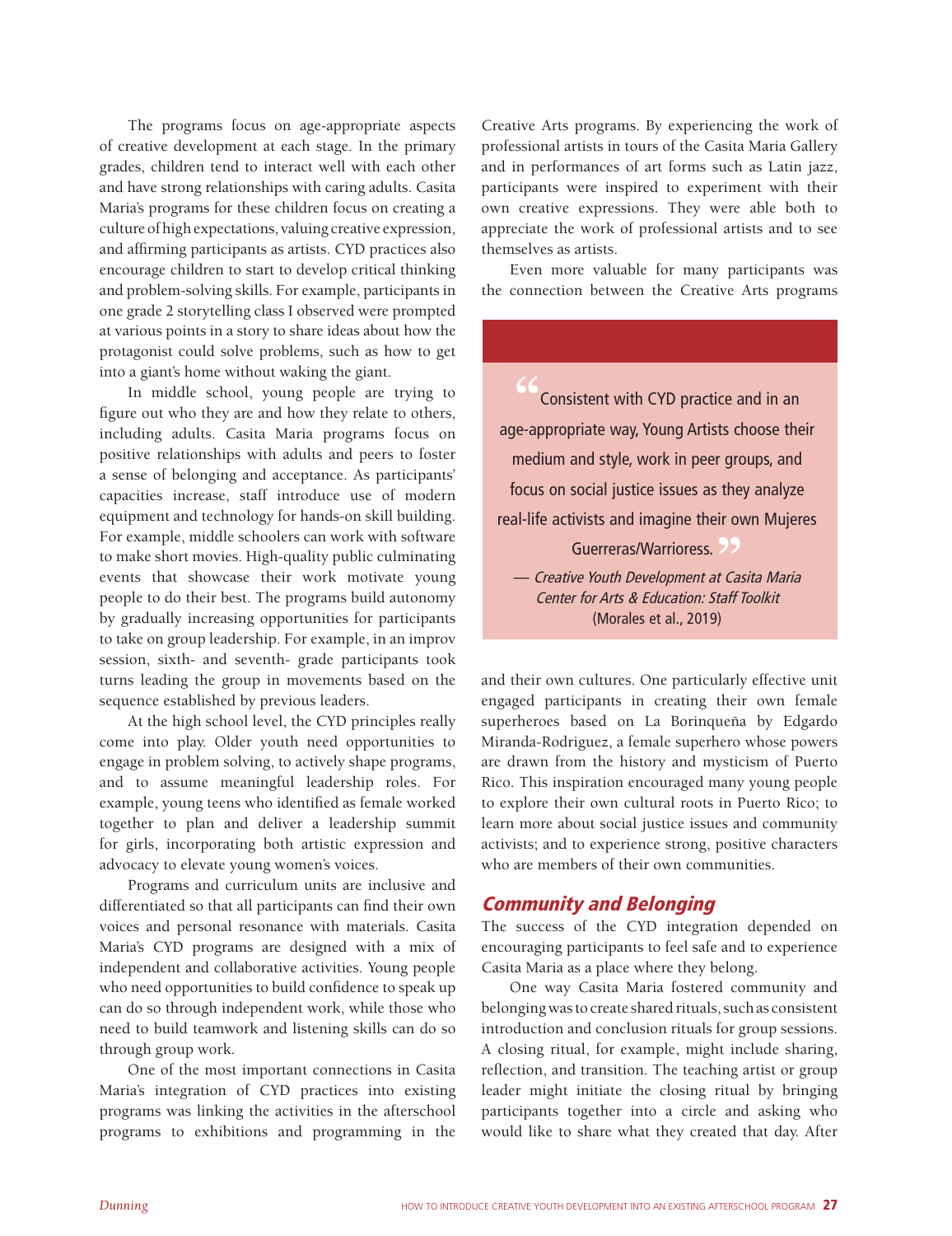The programs focus on age-appropriate aspects of creative development at each stage. In the primary grades, children tend to interact well with each other and have strong relationships with caring adults. Casita Maria's programs for these children focus on creating a culture of high expectations, valuing creative expression, and affirming participants as artists. CYD practices also encourage children to start to develop critical thinking and problem-solving skills. For example, participants in one grade 2 storytelling class I observed were prompted at various points in a story to share ideas about how the protagonist could solve problems, such as how to get into a giant's home without waking the giant.

In middle school, young people are trying to figure out who they are and how they relate to others, including adults. Casita Maria programs focus on positive relationships with adults and peers to foster a sense of belonging and acceptance. As participants' capacities increase, staff introduce use of modern equipment and technology for hands-on skill building. For example, middle schoolers can work with software to make short movies. High-quality public culminating events that showcase their work motivate young people to do their best. The programs build autonomy by gradually increasing opportunities for participants to take on group leadership. For example, in an improv session, sixth- and seventh- grade participants took turns leading the group in movements based on the sequence established by previous leaders.

At the high school level, the CYD principles really come into play. Older youth need opportunities to engage in problem solving, to actively shape programs, and to assume meaningful leadership roles. For example, young teens who identified as female worked together to plan and deliver a leadership summit for girls, incorporating both artistic expression and advocacy to elevate young women's voices.

Programs and curriculum units are inclusive and differentiated so that all participants can find their own voices and personal resonance with materials. Casita Maria's CYD programs are designed with a mix of independent and collaborative activities. Young people who need opportunities to build confidence to speak up can do so through independent work, while those who need to build teamwork and listening skills can do so through group work.

One of the most important connections in Casita Maria's integration of CYD practices into existing programs was linking the activities in the afterschool programs to exhibitions and programming in the Creative Arts programs. By experiencing the work of professional artists in tours of the Casita Maria Gallery and in performances of art forms such as Latin jazz, participants were inspired to experiment with their own creative expressions. They were able both to appreciate the work of professional artists and to see themselves as artists.

Even more valuable for many participants was the connection between the Creative Arts programs and their own cultures. One particularly effective unit engaged participants in creating their own female superheroes based on La Borinqueña by Edgardo Miranda-Rodriguez, a female superhero whose powers are drawn from the history and mysticism of Puerto Rico. This inspiration encouraged many young people to explore their own cultural roots in Puerto Rico; to learn more about social justice issues and community activists; and to experience strong, positive characters who are members of their own communities.

> "Consistent with CYD practice and in an age-appropriate way, Young Artists choose their medium and style, work in peer groups, and focus on social justice issues as they analyze real-life activists and imagine their own Mujeres Guerreras/Warrioress."
>
> — *Creative Youth Development at Casita Maria Center for Arts & Education: Staff Toolkit* (Morales et al., 2019)

## Community and Belonging

The success of the CYD integration depended on encouraging participants to feel safe and to experience Casita Maria as a place where they belong.

One way Casita Maria fostered community and belonging was to create shared rituals, such as consistent introduction and conclusion rituals for group sessions. A closing ritual, for example, might include sharing, reflection, and transition. The teaching artist or group leader might initiate the closing ritual by bringing participants together into a circle and asking who would like to share what they created that day. After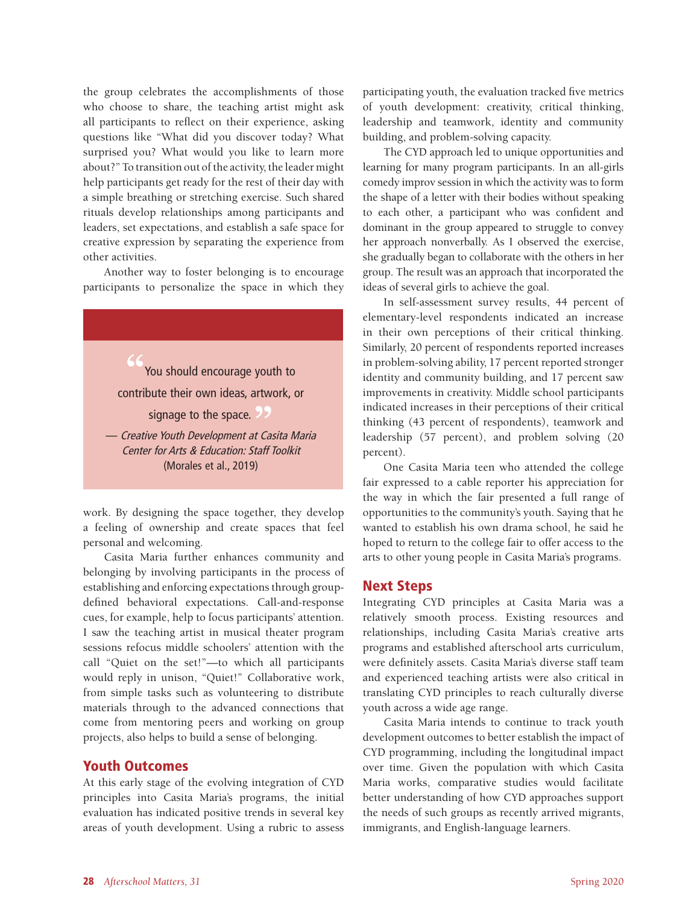the group celebrates the accomplishments of those who choose to share, the teaching artist might ask all participants to reflect on their experience, asking questions like "What did you discover today? What surprised you? What would you like to learn more about?" To transition out of the activity, the leader might help participants get ready for the rest of their day with a simple breathing or stretching exercise. Such shared rituals develop relationships among participants and leaders, set expectations, and establish a safe space for creative expression by separating the experience from other activities.

Another way to foster belonging is to encourage participants to personalize the space in which they work. By designing the space together, they develop a feeling of ownership and create spaces that feel personal and welcoming.

> "You should encourage youth to contribute their own ideas, artwork, or signage to the space."
>
> — *Creative Youth Development at Casita Maria Center for Arts & Education: Staff Toolkit* (Morales et al., 2019)

Casita Maria further enhances community and belonging by involving participants in the process of establishing and enforcing expectations through group-defined behavioral expectations. Call-and-response cues, for example, help to focus participants' attention. I saw the teaching artist in musical theater program sessions refocus middle schoolers' attention with the call "Quiet on the set!"—to which all participants would reply in unison, "Quiet!" Collaborative work, from simple tasks such as volunteering to distribute materials through to the advanced connections that come from mentoring peers and working on group projects, also helps to build a sense of belonging.

## Youth Outcomes

At this early stage of the evolving integration of CYD principles into Casita Maria's programs, the initial evaluation has indicated positive trends in several key areas of youth development. Using a rubric to assess participating youth, the evaluation tracked five metrics of youth development: creativity, critical thinking, leadership and teamwork, identity and community building, and problem-solving capacity.

The CYD approach led to unique opportunities and learning for many program participants. In an all-girls comedy improv session in which the activity was to form the shape of a letter with their bodies without speaking to each other, a participant who was confident and dominant in the group appeared to struggle to convey her approach nonverbally. As I observed the exercise, she gradually began to collaborate with the others in her group. The result was an approach that incorporated the ideas of several girls to achieve the goal.

In self-assessment survey results, 44 percent of elementary-level respondents indicated an increase in their own perceptions of their critical thinking. Similarly, 20 percent of respondents reported increases in problem-solving ability, 17 percent reported stronger identity and community building, and 17 percent saw improvements in creativity. Middle school participants indicated increases in their perceptions of their critical thinking (43 percent of respondents), teamwork and leadership (57 percent), and problem solving (20 percent).

One Casita Maria teen who attended the college fair expressed to a cable reporter his appreciation for the way in which the fair presented a full range of opportunities to the community's youth. Saying that he wanted to establish his own drama school, he said he hoped to return to the college fair to offer access to the arts to other young people in Casita Maria's programs.

## Next Steps

Integrating CYD principles at Casita Maria was a relatively smooth process. Existing resources and relationships, including Casita Maria's creative arts programs and established afterschool arts curriculum, were definitely assets. Casita Maria's diverse staff team and experienced teaching artists were also critical in translating CYD principles to reach culturally diverse youth across a wide age range.

Casita Maria intends to continue to track youth development outcomes to better establish the impact of CYD programming, including the longitudinal impact over time. Given the population with which Casita Maria works, comparative studies would facilitate better understanding of how CYD approaches support the needs of such groups as recently arrived migrants, immigrants, and English-language learners.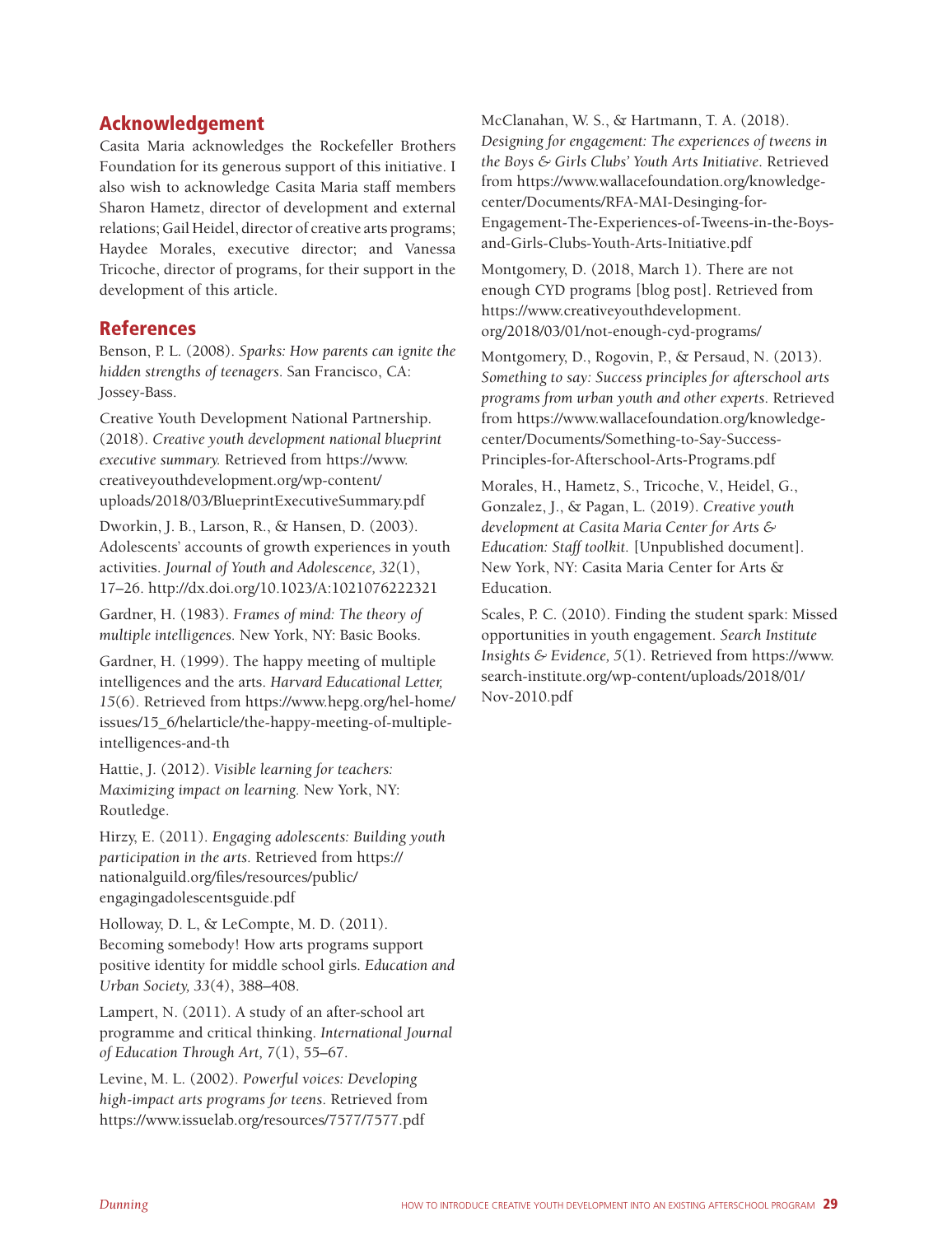## Acknowledgement

Casita Maria acknowledges the Rockefeller Brothers Foundation for its generous support of this initiative. I also wish to acknowledge Casita Maria staff members Sharon Hametz, director of development and external relations; Gail Heidel, director of creative arts programs; Haydee Morales, executive director; and Vanessa Tricoche, director of programs, for their support in the development of this article.

## References

Benson, P. L. (2008). *Sparks: How parents can ignite the hidden strengths of teenagers.* San Francisco, CA: Jossey-Bass.

Creative Youth Development National Partnership. (2018). *Creative youth development national blueprint executive summary.* Retrieved from https://www.creativeyouthdevelopment.org/wp-content/uploads/2018/03/BlueprintExecutiveSummary.pdf

Dworkin, J. B., Larson, R., & Hansen, D. (2003). Adolescents' accounts of growth experiences in youth activities. *Journal of Youth and Adolescence, 32*(1), 17–26. http://dx.doi.org/10.1023/A:1021076222321

Gardner, H. (1983). *Frames of mind: The theory of multiple intelligences.* New York, NY: Basic Books.

Gardner, H. (1999). The happy meeting of multiple intelligences and the arts. *Harvard Educational Letter, 15*(6). Retrieved from https://www.hepg.org/hel-home/issues/15_6/helarticle/the-happy-meeting-of-multiple-intelligences-and-th

Hattie, J. (2012). *Visible learning for teachers: Maximizing impact on learning.* New York, NY: Routledge.

Hirzy, E. (2011). *Engaging adolescents: Building youth participation in the arts.* Retrieved from https://nationalguild.org/files/resources/public/engagingadolescentsguide.pdf

Holloway, D. L, & LeCompte, M. D. (2011). Becoming somebody! How arts programs support positive identity for middle school girls. *Education and Urban Society, 33*(4), 388–408.

Lampert, N. (2011). A study of an after-school art programme and critical thinking. *International Journal of Education Through Art, 7*(1), 55–67.

Levine, M. L. (2002). *Powerful voices: Developing high-impact arts programs for teens.* Retrieved from https://www.issuelab.org/resources/7577/7577.pdf

McClanahan, W. S., & Hartmann, T. A. (2018). *Designing for engagement: The experiences of tweens in the Boys & Girls Clubs' Youth Arts Initiative.* Retrieved from https://www.wallacefoundation.org/knowledge-center/Documents/RFA-MAI-Desinging-for-Engagement-The-Experiences-of-Tweens-in-the-Boys-and-Girls-Clubs-Youth-Arts-Initiative.pdf

Montgomery, D. (2018, March 1). There are not enough CYD programs [blog post]. Retrieved from https://www.creativeyouthdevelopment.org/2018/03/01/not-enough-cyd-programs/

Montgomery, D., Rogovin, P., & Persaud, N. (2013). *Something to say: Success principles for afterschool arts programs from urban youth and other experts.* Retrieved from https://www.wallacefoundation.org/knowledge-center/Documents/Something-to-Say-Success-Principles-for-Afterschool-Arts-Programs.pdf

Morales, H., Hametz, S., Tricoche, V., Heidel, G., Gonzalez, J., & Pagan, L. (2019). *Creative youth development at Casita Maria Center for Arts & Education: Staff toolkit.* [Unpublished document]. New York, NY: Casita Maria Center for Arts & Education.

Scales, P. C. (2010). Finding the student spark: Missed opportunities in youth engagement. *Search Institute Insights & Evidence, 5*(1). Retrieved from https://www.search-institute.org/wp-content/uploads/2018/01/Nov-2010.pdf